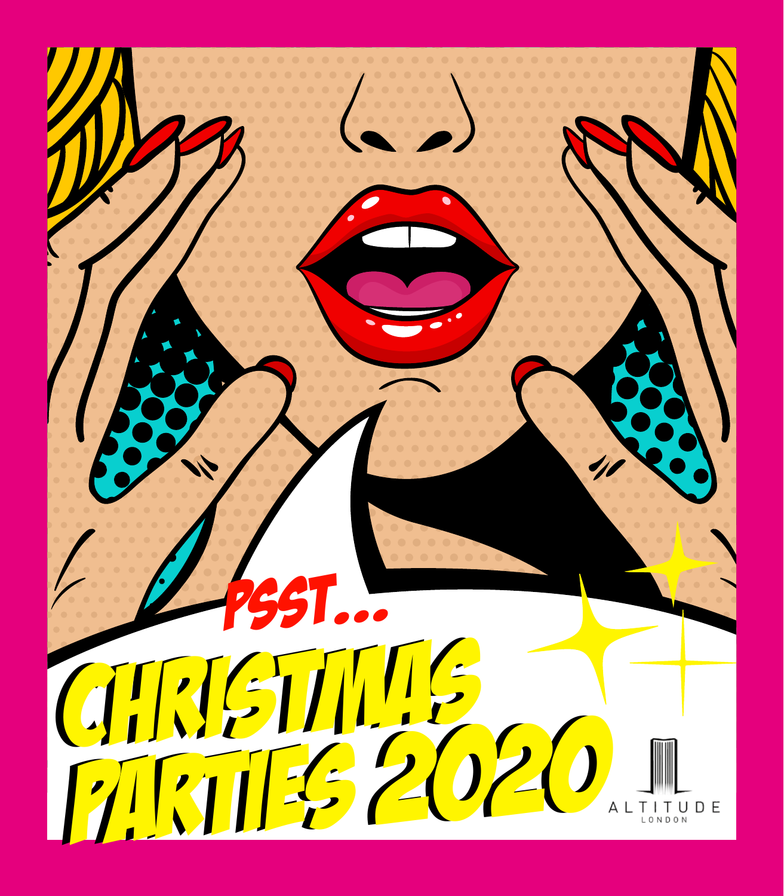PSST...

# CHRISTMAS PARTIES 2020

ALTITUDE
LONDON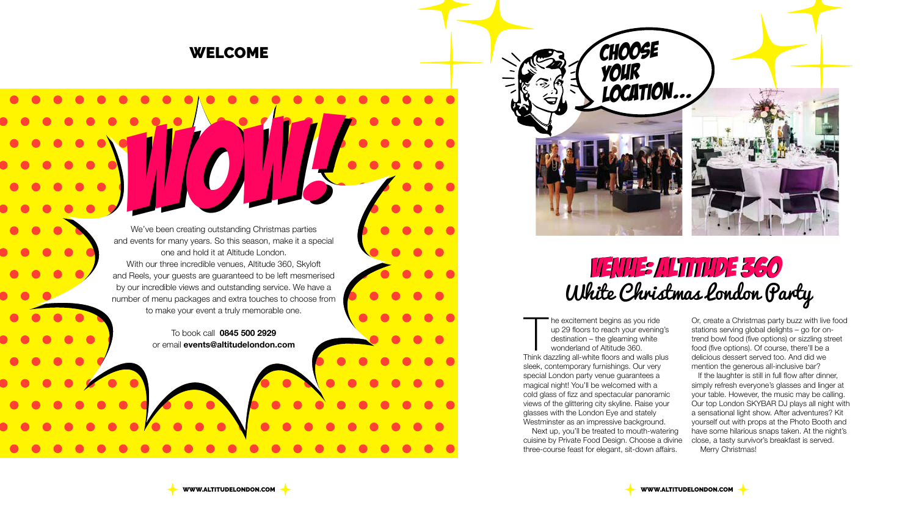## WELCOME

# WOW!

We've been creating outstanding Christmas parties and events for many years. So this season, make it a special one and hold it at Altitude London.

With our three incredible venues, Altitude 360, Skyloft and Reels, your guests are guaranteed to be left mesmerised by our incredible views and outstanding service. We have a number of menu packages and extra touches to choose from to make your event a truly memorable one.

To book call **0845 500 2929**
or email **events@altitudelondon.com**

CHOOSE YOUR LOCATION...

# VENUE: ALTITUDE 360

## White Christmas London Party

The excitement begins as you ride up 29 floors to reach your evening's destination – the gleaming white wonderland of Altitude 360. Think dazzling all-white floors and walls plus sleek, contemporary furnishings. Our very special London party venue guarantees a magical night! You'll be welcomed with a cold glass of fizz and spectacular panoramic views of the glittering city skyline. Raise your glasses with the London Eye and stately Westminster as an impressive background.

Next up, you'll be treated to mouth-watering cuisine by Private Food Design. Choose a divine three-course feast for elegant, sit-down affairs. Or, create a Christmas party buzz with live food stations serving global delights – go for on-trend bowl food (five options) or sizzling street food (five options). Of course, there'll be a delicious dessert served too. And did we mention the generous all-inclusive bar?

If the laughter is still in full flow after dinner, simply refresh everyone's glasses and linger at your table. However, the music may be calling. Our top London SKYBAR DJ plays all night with a sensational light show. After adventures? Kit yourself out with props at the Photo Booth and have some hilarious snaps taken. At the night's close, a tasty survivor's breakfast is served.

Merry Christmas!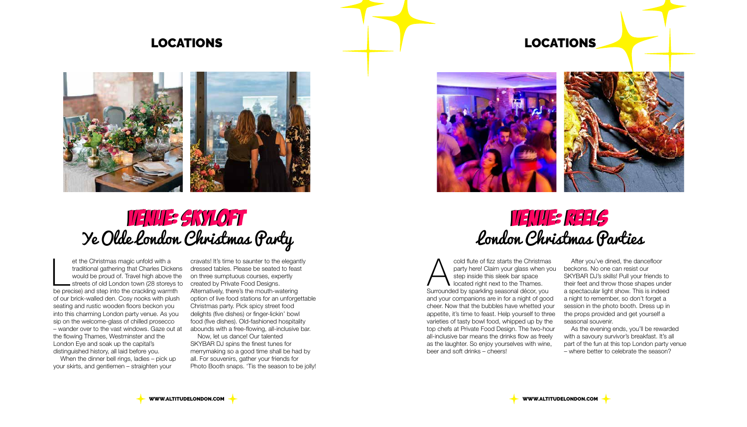## LOCATIONS

# VENUE: SKYLOFT

## Ye Olde London Christmas Party

Let the Christmas magic unfold with a traditional gathering that Charles Dickens would be proud of. Travel high above the streets of old London town (28 storeys to be precise) and step into the crackling warmth of our brick-walled den. Cosy nooks with plush seating and rustic wooden floors beckon you into this charming London party venue. As you sip on the welcome-glass of chilled prosecco – wander over to the vast windows. Gaze out at the flowing Thames, Westminster and the London Eye and soak up the capital's distinguished history, all laid before you.

When the dinner bell rings, ladies – pick up your skirts, and gentlemen – straighten your cravats! It's time to saunter to the elegantly dressed tables. Please be seated to feast on three sumptuous courses, expertly created by Private Food Designs. Alternatively, there's the mouth-watering option of live food stations for an unforgettable Christmas party. Pick spicy street food delights (five dishes) or finger-lickin' bowl food (five dishes). Old-fashioned hospitality abounds with a free-flowing, all-inclusive bar.

Now, let us dance! Our talented SKYBAR DJ spins the finest tunes for merrymaking so a good time shall be had by all. For souvenirs, gather your friends for Photo Booth snaps. 'Tis the season to be jolly!

## LOCATIONS

# VENUE: REELS

## London Christmas Parties

A cold flute of fizz starts the Christmas party here! Claim your glass when you step inside this sleek bar space located right next to the Thames. Surrounded by sparkling seasonal décor, you and your companions are in for a night of good cheer. Now that the bubbles have whetted your appetite, it's time to feast. Help yourself to three varieties of tasty bowl food, whipped up by the top chefs at Private Food Design. The two-hour all-inclusive bar means the drinks flow as freely as the laughter. So enjoy yourselves with wine, beer and soft drinks – cheers!

After you've dined, the dancefloor beckons. No one can resist our SKYBAR DJ's skills! Pull your friends to their feet and throw those shapes under a spectacular light show. This is indeed a night to remember, so don't forget a session in the photo booth. Dress up in the props provided and get yourself a seasonal souvenir.

As the evening ends, you'll be rewarded with a savoury survivor's breakfast. It's all part of the fun at this top London party venue – where better to celebrate the season?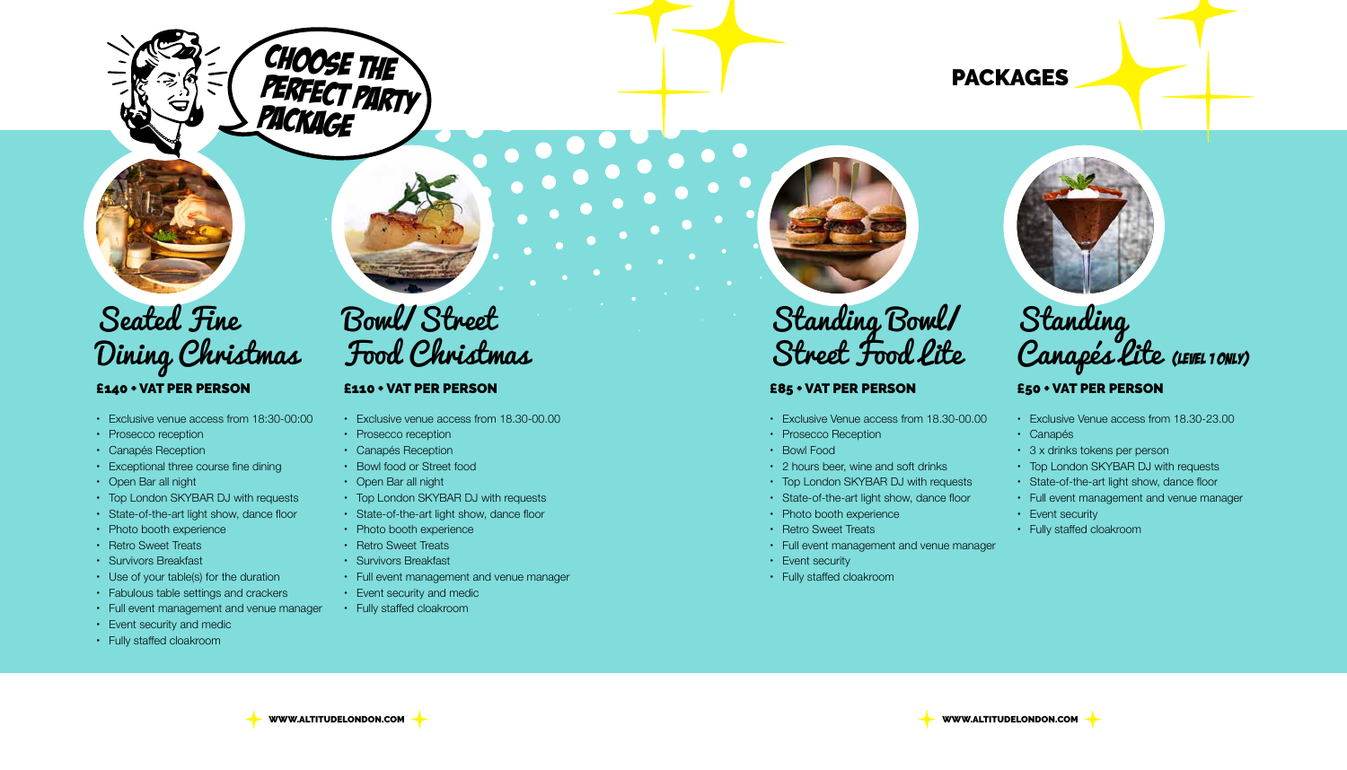# PACKAGES

Choose the perfect party package

## Seated Fine Dining Christmas

**£140 + VAT PER PERSON**

- Exclusive venue access from 18:30-00:00
- Prosecco reception
- Canapés Reception
- Exceptional three course fine dining
- Open Bar all night
- Top London SKYBAR DJ with requests
- State-of-the-art light show, dance floor
- Photo booth experience
- Retro Sweet Treats
- Survivors Breakfast
- Use of your table(s) for the duration
- Fabulous table settings and crackers
- Full event management and venue manager
- Event security and medic
- Fully staffed cloakroom

## Bowl/ Street Food Christmas

**£110 + VAT PER PERSON**

- Exclusive venue access from 18.30-00.00
- Prosecco reception
- Canapés Reception
- Bowl food or Street food
- Open Bar all night
- Top London SKYBAR DJ with requests
- State-of-the-art light show, dance floor
- Photo booth experience
- Retro Sweet Treats
- Survivors Breakfast
- Full event management and venue manager
- Event security and medic
- Fully staffed cloakroom

## Standing Bowl/ Street Food Lite

**£85 + VAT PER PERSON**

- Exclusive Venue access from 18.30-00.00
- Prosecco Reception
- Bowl Food
- 2 hours beer, wine and soft drinks
- Top London SKYBAR DJ with requests
- State-of-the-art light show, dance floor
- Photo booth experience
- Retro Sweet Treats
- Full event management and venue manager
- Event security
- Fully staffed cloakroom

## Standing Canapés Lite (LEVEL 1 ONLY)

**£50 + VAT PER PERSON**

- Exclusive Venue access from 18.30-23.00
- Canapés
- 3 x drinks tokens per person
- Top London SKYBAR DJ with requests
- State-of-the-art light show, dance floor
- Full event management and venue manager
- Event security
- Fully staffed cloakroom

WWW.ALTITUDELONDON.COM

WWW.ALTITUDELONDON.COM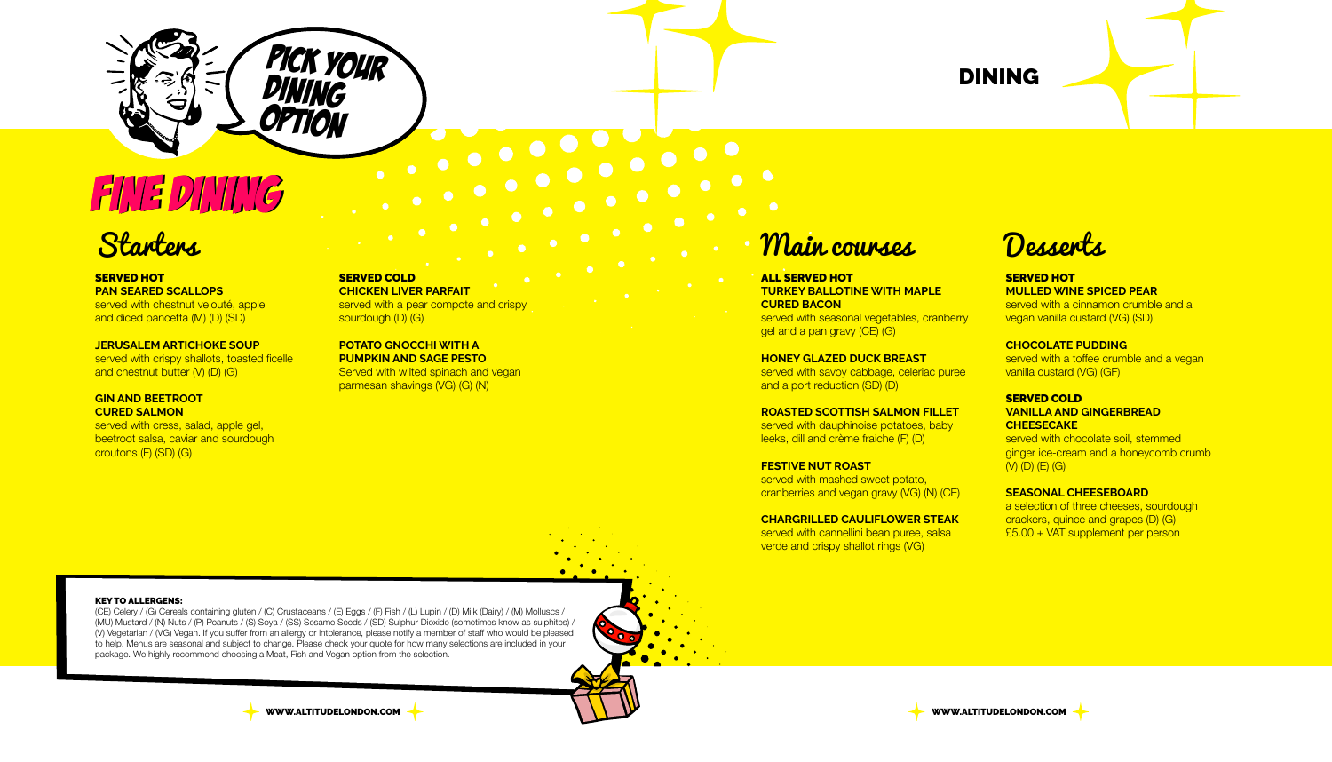# DINING

## PICK YOUR DINING OPTION

## FINE DINING

### Starters

**SERVED HOT**

**PAN SEARED SCALLOPS**
served with chestnut velouté, apple and diced pancetta (M) (D) (SD)

**JERUSALEM ARTICHOKE SOUP**
served with crispy shallots, toasted ficelle and chestnut butter (V) (D) (G)

**GIN AND BEETROOT CURED SALMON**
served with cress, salad, apple gel, beetroot salsa, caviar and sourdough croutons (F) (SD) (G)

**SERVED COLD**

**CHICKEN LIVER PARFAIT**
served with a pear compote and crispy sourdough (D) (G)

**POTATO GNOCCHI WITH A PUMPKIN AND SAGE PESTO**
Served with wilted spinach and vegan parmesan shavings (VG) (G) (N)

### Main courses

**ALL SERVED HOT**

**TURKEY BALLOTINE WITH MAPLE CURED BACON**
served with seasonal vegetables, cranberry gel and a pan gravy (CE) (G)

**HONEY GLAZED DUCK BREAST**
served with savoy cabbage, celeriac puree and a port reduction (SD) (D)

**ROASTED SCOTTISH SALMON FILLET**
served with dauphinoise potatoes, baby leeks, dill and crème fraiche (F) (D)

**FESTIVE NUT ROAST**
served with mashed sweet potato, cranberries and vegan gravy (VG) (N) (CE)

**CHARGRILLED CAULIFLOWER STEAK**
served with cannellini bean puree, salsa verde and crispy shallot rings (VG)

### Desserts

**SERVED HOT**

**MULLED WINE SPICED PEAR**
served with a cinnamon crumble and a vegan vanilla custard (VG) (SD)

**CHOCOLATE PUDDING**
served with a toffee crumble and a vegan vanilla custard (VG) (GF)

**SERVED COLD**

**VANILLA AND GINGERBREAD CHEESECAKE**
served with chocolate soil, stemmed ginger ice-cream and a honeycomb crumb (V) (D) (E) (G)

**SEASONAL CHEESEBOARD**
a selection of three cheeses, sourdough crackers, quince and grapes (D) (G)
£5.00 + VAT supplement per person

**KEY TO ALLERGENS:**
(CE) Celery / (G) Cereals containing gluten / (C) Crustaceans / (E) Eggs / (F) Fish / (L) Lupin / (D) Milk (Dairy) / (M) Molluscs / (MU) Mustard / (N) Nuts / (P) Peanuts / (S) Soya / (SS) Sesame Seeds / (SD) Sulphur Dioxide (sometimes know as sulphites) / (V) Vegetarian / (VG) Vegan. If you suffer from an allergy or intolerance, please notify a member of staff who would be pleased to help. Menus are seasonal and subject to change. Please check your quote for how many selections are included in your package. We highly recommend choosing a Meat, Fish and Vegan option from the selection.

WWW.ALTITUDELONDON.COM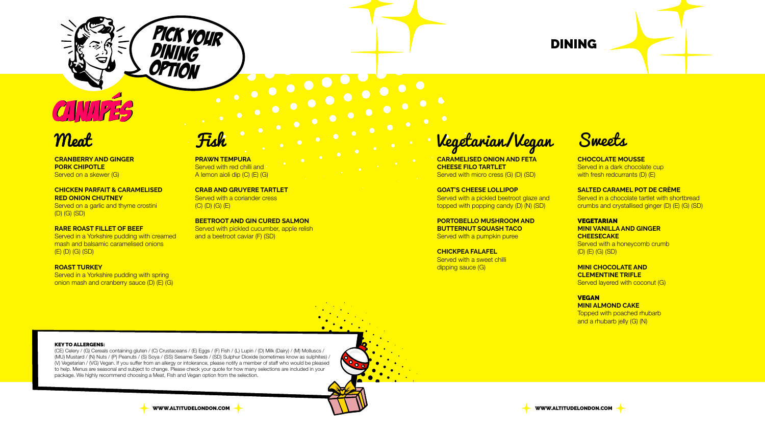# DINING

PICK YOUR DINING OPTION

# CANAPÉS

## Meat

**CRANBERRY AND GINGER PORK CHIPOTLE**
Served on a skewer (G)

**CHICKEN PARFAIT & CARAMELISED RED ONION CHUTNEY**
Served on a garlic and thyme crostini (D) (G) (SD)

**RARE ROAST FILLET OF BEEF**
Served in a Yorkshire pudding with creamed mash and balsamic caramelised onions (E) (D) (G) (SD)

**ROAST TURKEY**
Served in a Yorkshire pudding with spring onion mash and cranberry sauce (D) (E) (G)

## Fish

**PRAWN TEMPURA**
Served with red chilli and A lemon aioli dip (C) (E) (G)

**CRAB AND GRUYERE TARTLET**
Served with a coriander cress (C) (D) (G) (E)

**BEETROOT AND GIN CURED SALMON**
Served with pickled cucumber, apple relish and a beetroot caviar (F) (SD)

## Vegetarian/Vegan

**CARAMELISED ONION AND FETA CHEESE FILO TARTLET**
Served with micro cress (G) (D) (SD)

**GOAT'S CHEESE LOLLIPOP**
Served with a pickled beetroot glaze and topped with popping candy (D) (N) (SD)

**PORTOBELLO MUSHROOM AND BUTTERNUT SQUASH TACO**
Served with a pumpkin puree

**CHICKPEA FALAFEL**
Served with a sweet chilli dipping sauce (G)

## Sweets

**CHOCOLATE MOUSSE**
Served in a dark chocolate cup with fresh redcurrants (D) (E)

**SALTED CARAMEL POT DE CRÈME**
Served in a chocolate tartlet with shortbread crumbs and crystallised ginger (D) (E) (G) (SD)

**VEGETARIAN**

**MINI VANILLA AND GINGER CHEESECAKE**
Served with a honeycomb crumb (D) (E) (G) (SD)

**MINI CHOCOLATE AND CLEMENTINE TRIFLE**
Served layered with coconut (G)

**VEGAN**

**MINI ALMOND CAKE**
Topped with poached rhubarb and a rhubarb jelly (G) (N)

**KEY TO ALLERGENS:**
(CE) Celery / (G) Cereals containing gluten / (C) Crustaceans / (E) Eggs / (F) Fish / (L) Lupin / (D) Milk (Dairy) / (M) Molluscs / (MU) Mustard / (N) Nuts / (P) Peanuts / (S) Soya / (SS) Sesame Seeds / (SD) Sulphur Dioxide (sometimes know as sulphites) / (V) Vegetarian / (VG) Vegan. If you suffer from an allergy or intolerance, please notify a member of staff who would be pleased to help. Menus are seasonal and subject to change. Please check your quote for how many selections are included in your package. We highly recommend choosing a Meat, Fish and Vegan option from the selection.

WWW.ALTITUDELONDON.COM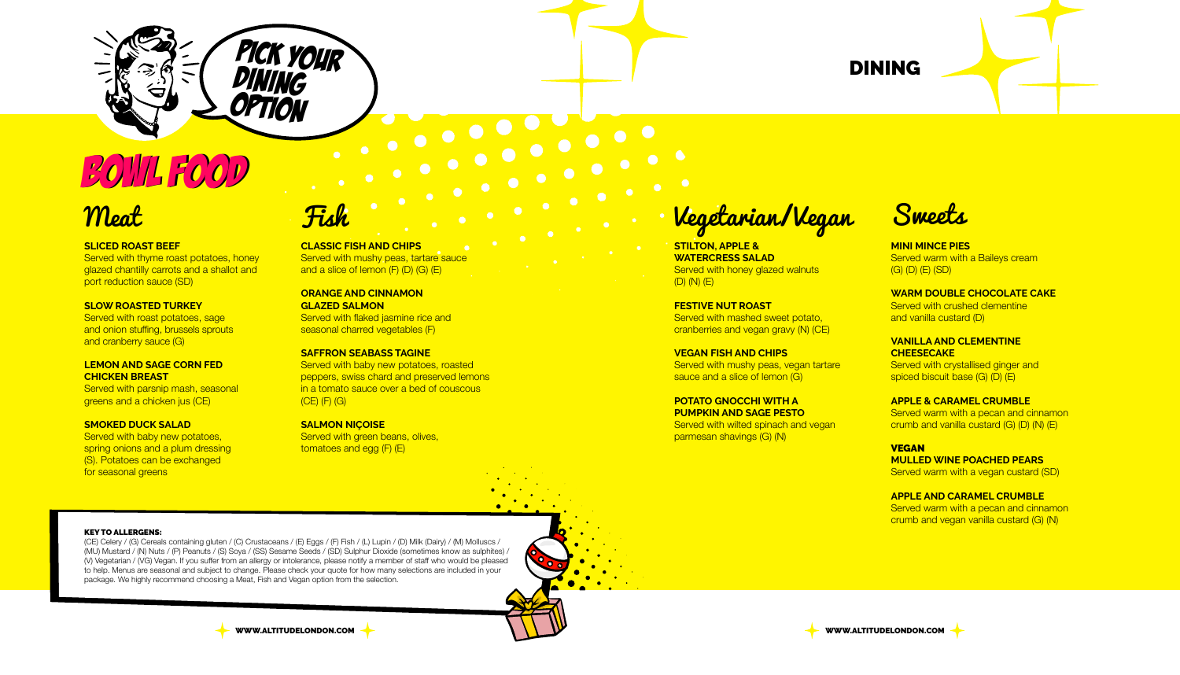# DINING

PICK YOUR DINING OPTION

# BOWL FOOD

## Meat

**SLICED ROAST BEEF**
Served with thyme roast potatoes, honey glazed chantilly carrots and a shallot and port reduction sauce (SD)

**SLOW ROASTED TURKEY**
Served with roast potatoes, sage and onion stuffing, brussels sprouts and cranberry sauce (G)

**LEMON AND SAGE CORN FED CHICKEN BREAST**
Served with parsnip mash, seasonal greens and a chicken jus (CE)

**SMOKED DUCK SALAD**
Served with baby new potatoes, spring onions and a plum dressing (S). Potatoes can be exchanged for seasonal greens

## Fish

**CLASSIC FISH AND CHIPS**
Served with mushy peas, tartare sauce and a slice of lemon (F) (D) (G) (E)

**ORANGE AND CINNAMON GLAZED SALMON**
Served with flaked jasmine rice and seasonal charred vegetables (F)

**SAFFRON SEABASS TAGINE**
Served with baby new potatoes, roasted peppers, swiss chard and preserved lemons in a tomato sauce over a bed of couscous (CE) (F) (G)

**SALMON NIÇOISE**
Served with green beans, olives, tomatoes and egg (F) (E)

## Vegetarian/Vegan

**STILTON, APPLE & WATERCRESS SALAD**
Served with honey glazed walnuts (D) (N) (E)

**FESTIVE NUT ROAST**
Served with mashed sweet potato, cranberries and vegan gravy (N) (CE)

**VEGAN FISH AND CHIPS**
Served with mushy peas, vegan tartare sauce and a slice of lemon (G)

**POTATO GNOCCHI WITH A PUMPKIN AND SAGE PESTO**
Served with wilted spinach and vegan parmesan shavings (G) (N)

## Sweets

**MINI MINCE PIES**
Served warm with a Baileys cream (G) (D) (E) (SD)

**WARM DOUBLE CHOCOLATE CAKE**
Served with crushed clementine and vanilla custard (D)

**VANILLA AND CLEMENTINE CHEESECAKE**
Served with crystallised ginger and spiced biscuit base (G) (D) (E)

**APPLE & CARAMEL CRUMBLE**
Served warm with a pecan and cinnamon crumb and vanilla custard (G) (D) (N) (E)

**VEGAN**

**MULLED WINE POACHED PEARS**
Served warm with a vegan custard (SD)

**APPLE AND CARAMEL CRUMBLE**
Served warm with a pecan and cinnamon crumb and vegan vanilla custard (G) (N)

**KEY TO ALLERGENS:**
(CE) Celery / (G) Cereals containing gluten / (C) Crustaceans / (E) Eggs / (F) Fish / (L) Lupin / (D) Milk (Dairy) / (M) Molluscs / (MU) Mustard / (N) Nuts / (P) Peanuts / (S) Soya / (SS) Sesame Seeds / (SD) Sulphur Dioxide (sometimes know as sulphites) / (V) Vegetarian / (VG) Vegan. If you suffer from an allergy or intolerance, please notify a member of staff who would be pleased to help. Menus are seasonal and subject to change. Please check your quote for how many selections are included in your package. We highly recommend choosing a Meat, Fish and Vegan option from the selection.

WWW.ALTITUDELONDON.COM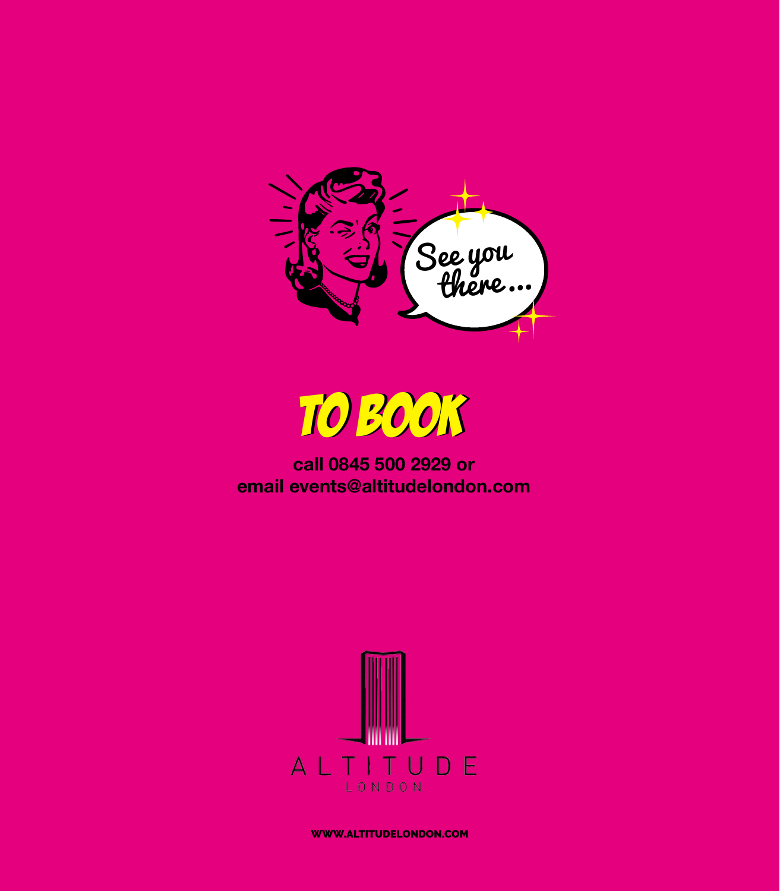See you there...

# TO BOOK

**call 0845 500 2929 or email events@altitudelondon.com**

ALTITUDE LONDON

WWW.ALTITUDELONDON.COM